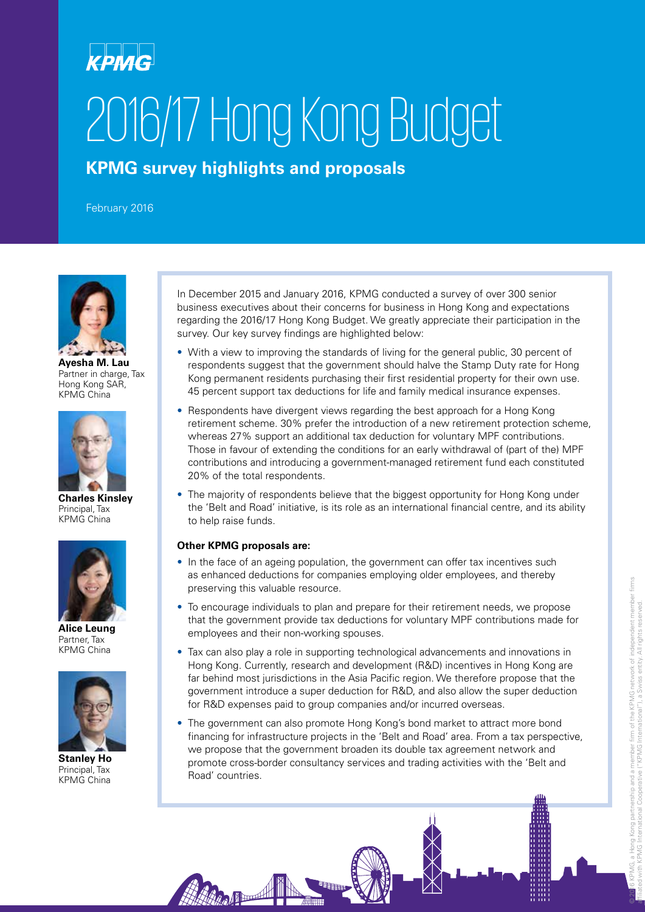KPMG

# 2016/17 Hong Kong Budget

## KPMG survey highlights and proposals

February 2016

**Ayesha M. Lau**
Partner in charge, Tax
Hong Kong SAR,
KPMG China

**Charles Kinsley**
Principal, Tax
KPMG China

**Alice Leung**
Partner, Tax
KPMG China

**Stanley Ho**
Principal, Tax
KPMG China

In December 2015 and January 2016, KPMG conducted a survey of over 300 senior business executives about their concerns for business in Hong Kong and expectations regarding the 2016/17 Hong Kong Budget. We greatly appreciate their participation in the survey. Our key survey findings are highlighted below:

- With a view to improving the standards of living for the general public, 30 percent of respondents suggest that the government should halve the Stamp Duty rate for Hong Kong permanent residents purchasing their first residential property for their own use. 45 percent support tax deductions for life and family medical insurance expenses.
- Respondents have divergent views regarding the best approach for a Hong Kong retirement scheme. 30% prefer the introduction of a new retirement protection scheme, whereas 27% support an additional tax deduction for voluntary MPF contributions. Those in favour of extending the conditions for an early withdrawal of (part of the) MPF contributions and introducing a government-managed retirement fund each constituted 20% of the total respondents.
- The majority of respondents believe that the biggest opportunity for Hong Kong under the 'Belt and Road' initiative, is its role as an international financial centre, and its ability to help raise funds.

**Other KPMG proposals are:**

- In the face of an ageing population, the government can offer tax incentives such as enhanced deductions for companies employing older employees, and thereby preserving this valuable resource.
- To encourage individuals to plan and prepare for their retirement needs, we propose that the government provide tax deductions for voluntary MPF contributions made for employees and their non-working spouses.
- Tax can also play a role in supporting technological advancements and innovations in Hong Kong. Currently, research and development (R&D) incentives in Hong Kong are far behind most jurisdictions in the Asia Pacific region. We therefore propose that the government introduce a super deduction for R&D, and also allow the super deduction for R&D expenses paid to group companies and/or incurred overseas.
- The government can also promote Hong Kong's bond market to attract more bond financing for infrastructure projects in the 'Belt and Road' area. From a tax perspective, we propose that the government broaden its double tax agreement network and promote cross-border consultancy services and trading activities with the 'Belt and Road' countries.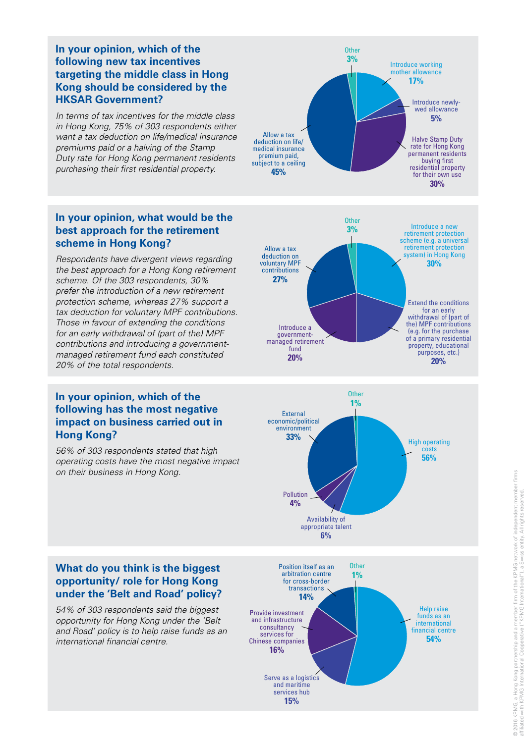## In your opinion, which of the following new tax incentives targeting the middle class in Hong Kong should be considered by the HKSAR Government?

*In terms of tax incentives for the middle class in Hong Kong, 75% of 303 respondents either want a tax deduction on life/medical insurance premiums paid or a halving of the Stamp Duty rate for Hong Kong permanent residents purchasing their first residential property.*

| Response | % |
| --- | --- |
| Allow a tax deduction on life/medical insurance premium paid, subject to a ceiling | 45% |
| Halve Stamp Duty rate for Hong Kong permanent residents buying first residential property for their own use | 30% |
| Introduce working mother allowance | 17% |
| Introduce newly-wed allowance | 5% |
| Other | 3% |

## In your opinion, what would be the best approach for the retirement scheme in Hong Kong?

*Respondents have divergent views regarding the best approach for a Hong Kong retirement scheme. Of the 303 respondents, 30% prefer the introduction of a new retirement protection scheme, whereas 27% support a tax deduction for voluntary MPF contributions. Those in favour of extending the conditions for an early withdrawal of (part of the) MPF contributions and introducing a government-managed retirement fund each constituted 20% of the total respondents.*

| Response | % |
| --- | --- |
| Introduce a new retirement protection scheme (e.g. a universal retirement protection system) in Hong Kong | 30% |
| Allow a tax deduction on voluntary MPF contributions | 27% |
| Extend the conditions for an early withdrawal of (part of the) MPF contributions (e.g. for the purchase of a primary residential property, educational purposes, etc.) | 20% |
| Introduce a government-managed retirement fund | 20% |
| Other | 3% |

## In your opinion, which of the following has the most negative impact on business carried out in Hong Kong?

*56% of 303 respondents stated that high operating costs have the most negative impact on their business in Hong Kong.*

| Response | % |
| --- | --- |
| High operating costs | 56% |
| External economic/political environment | 33% |
| Availability of appropriate talent | 6% |
| Pollution | 4% |
| Other | 1% |

## What do you think is the biggest opportunity/ role for Hong Kong under the 'Belt and Road' policy?

*54% of 303 respondents said the biggest opportunity for Hong Kong under the 'Belt and Road' policy is to help raise funds as an international financial centre.*

| Response | % |
| --- | --- |
| Help raise funds as an international financial centre | 54% |
| Provide investment and infrastructure consultancy services for Chinese companies | 16% |
| Serve as a logistics and maritime services hub | 15% |
| Position itself as an arbitration centre for cross-border transactions | 14% |
| Other | 1% |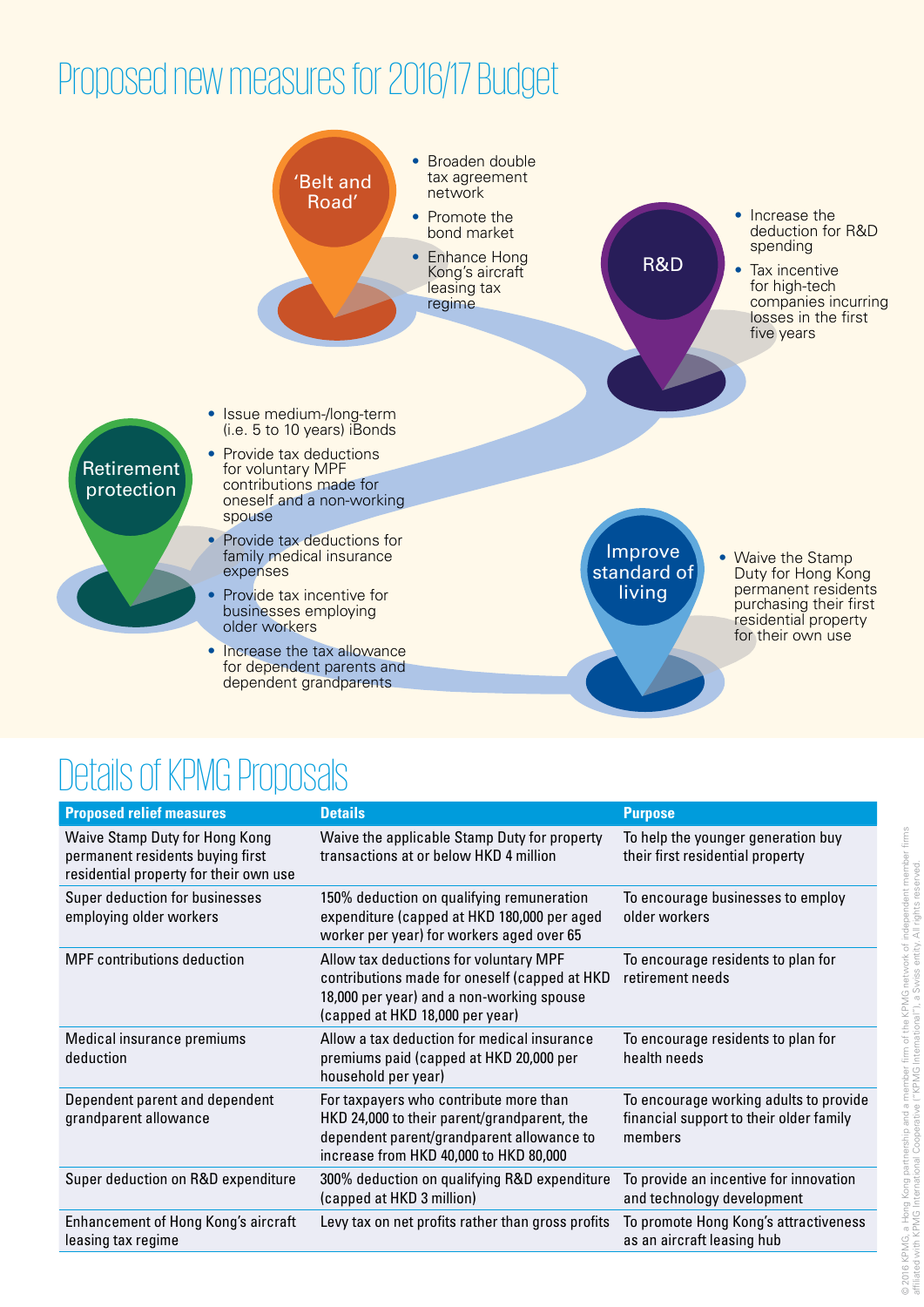# Proposed new measures for 2016/17 Budget

### 'Belt and Road'

- Broaden double tax agreement network
- Promote the bond market
- Enhance Hong Kong's aircraft leasing tax regime

### R&D

- Increase the deduction for R&D spending
- Tax incentive for high-tech companies incurring losses in the first five years

### Retirement protection

- Issue medium-/long-term (i.e. 5 to 10 years) iBonds
- Provide tax deductions for voluntary MPF contributions made for oneself and a non-working spouse
- Provide tax deductions for family medical insurance expenses
- Provide tax incentive for businesses employing older workers
- Increase the tax allowance for dependent parents and dependent grandparents

### Improve standard of living

- Waive the Stamp Duty for Hong Kong permanent residents purchasing their first residential property for their own use

# Details of KPMG Proposals

| Proposed relief measures | Details | Purpose |
|---|---|---|
| Waive Stamp Duty for Hong Kong permanent residents buying first residential property for their own use | Waive the applicable Stamp Duty for property transactions at or below HKD 4 million | To help the younger generation buy their first residential property |
| Super deduction for businesses employing older workers | 150% deduction on qualifying remuneration expenditure (capped at HKD 180,000 per aged worker per year) for workers aged over 65 | To encourage businesses to employ older workers |
| MPF contributions deduction | Allow tax deductions for voluntary MPF contributions made for oneself (capped at HKD 18,000 per year) and a non-working spouse (capped at HKD 18,000 per year) | To encourage residents to plan for retirement needs |
| Medical insurance premiums deduction | Allow a tax deduction for medical insurance premiums paid (capped at HKD 20,000 per household per year) | To encourage residents to plan for health needs |
| Dependent parent and dependent grandparent allowance | For taxpayers who contribute more than HKD 24,000 to their parent/grandparent, the dependent parent/grandparent allowance to increase from HKD 40,000 to HKD 80,000 | To encourage working adults to provide financial support to their older family members |
| Super deduction on R&D expenditure | 300% deduction on qualifying R&D expenditure (capped at HKD 3 million) | To provide an incentive for innovation and technology development |
| Enhancement of Hong Kong's aircraft leasing tax regime | Levy tax on net profits rather than gross profits | To promote Hong Kong's attractiveness as an aircraft leasing hub |

© 2016 KPMG, a Hong Kong partnership and a member firm of the KPMG network of independent member firms affiliated with KPMG International Cooperative ("KPMG International"), a Swiss entity. All rights reserved.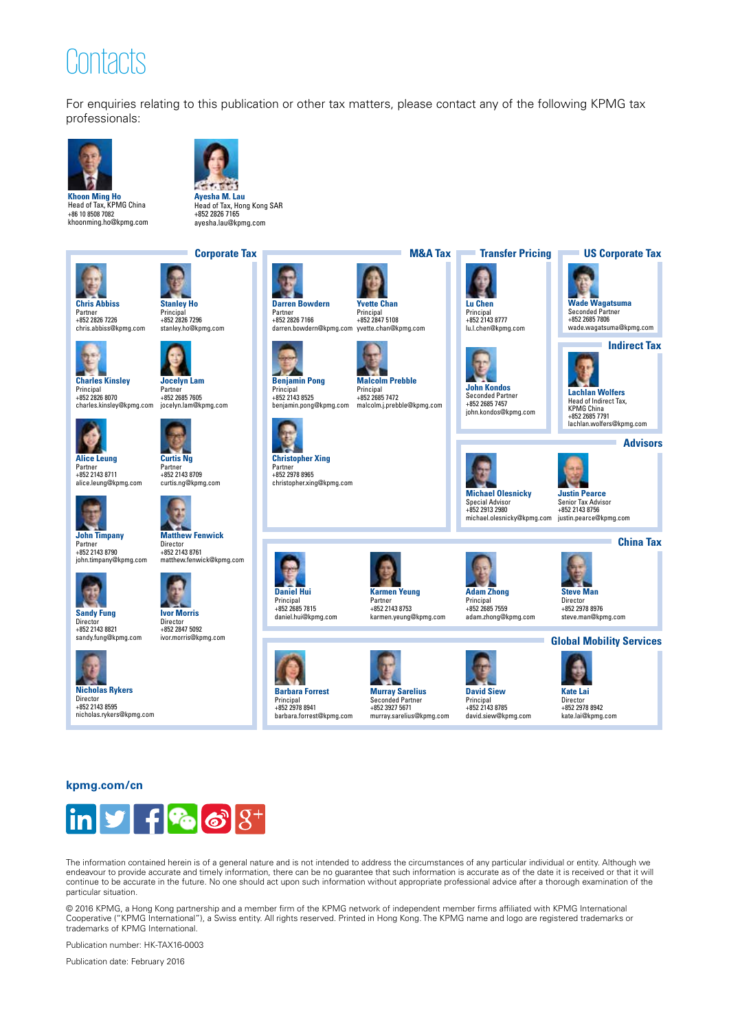# Contacts

For enquiries relating to this publication or other tax matters, please contact any of the following KPMG tax professionals:

**Khoon Ming Ho**
Head of Tax, KPMG China
+86 10 8508 7082
khoonming.ho@kpmg.com

**Ayesha M. Lau**
Head of Tax, Hong Kong SAR
+852 2826 7165
ayesha.lau@kpmg.com

## Corporate Tax

**Chris Abbiss**
Partner
+852 2826 7226
chris.abbiss@kpmg.com

**Stanley Ho**
Principal
+852 2826 7296
stanley.ho@kpmg.com

**Charles Kinsley**
Principal
+852 2826 8070
charles.kinsley@kpmg.com

**Jocelyn Lam**
Partner
+852 2685 7605
jocelyn.lam@kpmg.com

**Alice Leung**
Partner
+852 2143 8711
alice.leung@kpmg.com

**Curtis Ng**
Partner
+852 2143 8709
curtis.ng@kpmg.com

**John Timpany**
Partner
+852 2143 8790
john.timpany@kpmg.com

**Matthew Fenwick**
Director
+852 2143 8761
matthew.fenwick@kpmg.com

**Sandy Fung**
Director
+852 2143 8821
sandy.fung@kpmg.com

**Ivor Morris**
Director
+852 2847 5092
ivor.morris@kpmg.com

**Nicholas Rykers**
Director
+852 2143 8595
nicholas.rykers@kpmg.com

## M&A Tax

**Darren Bowdern**
Partner
+852 2826 7166
darren.bowdern@kpmg.com

**Yvette Chan**
Principal
+852 2847 5108
yvette.chan@kpmg.com

**Benjamin Pong**
Principal
+852 2143 8525
benjamin.pong@kpmg.com

**Malcolm Prebble**
Principal
+852 2685 7472
malcolm.j.prebble@kpmg.com

**Christopher Xing**
Partner
+852 2978 8965
christopher.xing@kpmg.com

## Transfer Pricing

**Lu Chen**
Principal
+852 2143 8777
lu.l.chen@kpmg.com

**John Kondos**
Seconded Partner
+852 2685 7457
john.kondos@kpmg.com

## US Corporate Tax

**Wade Wagatsuma**
Seconded Partner
+852 2685 7806
wade.wagatsuma@kpmg.com

## Indirect Tax

**Lachlan Wolfers**
Head of Indirect Tax, KPMG China
+852 2685 7791
lachlan.wolfers@kpmg.com

## Advisors

**Michael Olesnicky**
Special Advisor
+852 2913 2980
michael.olesnicky@kpmg.com

**Justin Pearce**
Senior Tax Advisor
+852 2143 8756
justin.pearce@kpmg.com

## China Tax

**Daniel Hui**
Principal
+852 2685 7815
daniel.hui@kpmg.com

**Karmen Yeung**
Partner
+852 2143 8753
karmen.yeung@kpmg.com

**Adam Zhong**
Principal
+852 2685 7559
adam.zhong@kpmg.com

**Steve Man**
Director
+852 2978 8976
steve.man@kpmg.com

## Global Mobility Services

**Barbara Forrest**
Principal
+852 2978 8941
barbara.forrest@kpmg.com

**Murray Sarelius**
Seconded Partner
+852 3927 5671
murray.sarelius@kpmg.com

**David Siew**
Principal
+852 2143 8785
david.siew@kpmg.com

**Kate Lai**
Director
+852 2978 8942
kate.lai@kpmg.com

**kpmg.com/cn**

The information contained herein is of a general nature and is not intended to address the circumstances of any particular individual or entity. Although we endeavour to provide accurate and timely information, there can be no guarantee that such information is accurate as of the date it is received or that it will continue to be accurate in the future. No one should act upon such information without appropriate professional advice after a thorough examination of the particular situation.

© 2016 KPMG, a Hong Kong partnership and a member firm of the KPMG network of independent member firms affiliated with KPMG International Cooperative ("KPMG International"), a Swiss entity. All rights reserved. Printed in Hong Kong. The KPMG name and logo are registered trademarks or trademarks of KPMG International.

Publication number: HK-TAX16-0003

Publication date: February 2016